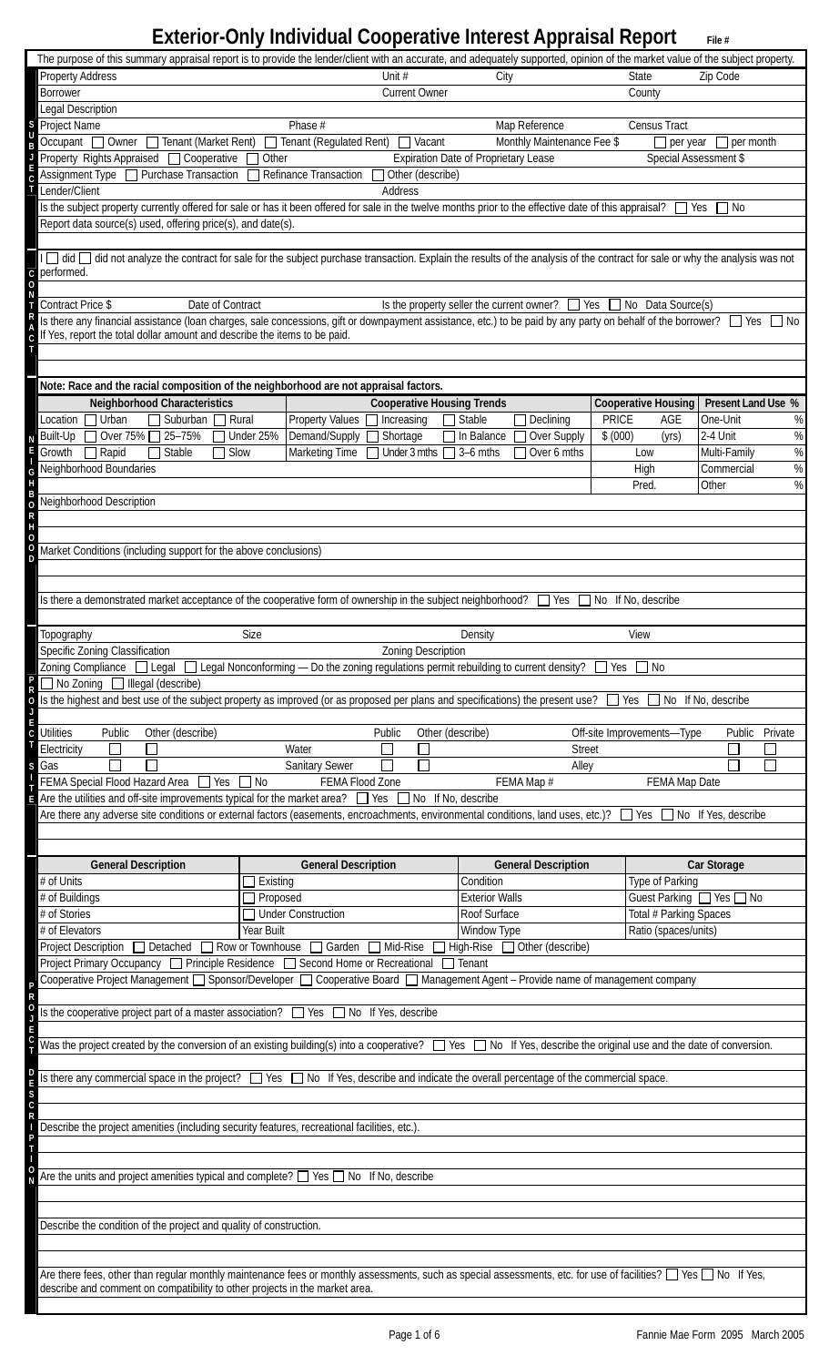# Exterior-Only Individual Cooperative Interest Appraisal Report

File #

The purpose of this summary appraisal report is to provide the lender/client with an accurate, and adequately supported, opinion of the market value of the subject property.

## SUBJECT

| | | | | |
|---|---|---|---|---|
| Property Address | Unit # | City | State | Zip Code |
| Borrower | Current Owner | | County | |
| Legal Description | | | | |
| Project Name | Phase # | Map Reference | Census Tract | |

Occupant ☐ Owner ☐ Tenant (Market Rent) ☐ Tenant (Regulated Rent) ☐ Vacant Monthly Maintenance Fee $ ☐ per year ☐ per month

Property Rights Appraised ☐ Cooperative ☐ Other Expiration Date of Proprietary Lease Special Assessment $

Assignment Type ☐ Purchase Transaction ☐ Refinance Transaction ☐ Other (describe)

Lender/Client Address

Is the subject property currently offered for sale or has it been offered for sale in the twelve months prior to the effective date of this appraisal? ☐ Yes ☐ No

Report data source(s) used, offering price(s), and date(s).

## CONTRACT

I ☐ did ☐ did not analyze the contract for sale for the subject purchase transaction. Explain the results of the analysis of the contract for sale or why the analysis was not performed.

Contract Price $ Date of Contract Is the property seller the current owner? ☐ Yes ☐ No Data Source(s)

Is there any financial assistance (loan charges, sale concessions, gift or downpayment assistance, etc.) to be paid by any party on behalf of the borrower? ☐ Yes ☐ No

If Yes, report the total dollar amount and describe the items to be paid.

## NEIGHBORHOOD

**Note: Race and the racial composition of the neighborhood are not appraisal factors.**

| Neighborhood Characteristics | Cooperative Housing Trends | Cooperative Housing | | Present Land Use % | |
|---|---|---|---|---|---|
| | | PRICE $ (000) | AGE (yrs) | | |
| Location ☐ Urban ☐ Suburban ☐ Rural | Property Values ☐ Increasing ☐ Stable ☐ Declining | | | One-Unit | % |
| Built-Up ☐ Over 75% ☐ 25–75% ☐ Under 25% | Demand/Supply ☐ Shortage ☐ In Balance ☐ Over Supply | | | 2-4 Unit | % |
| Growth ☐ Rapid ☐ Stable ☐ Slow | Marketing Time ☐ Under 3 mths ☐ 3–6 mths ☐ Over 6 mths | Low | | Multi-Family | % |
| Neighborhood Boundaries | | High | | Commercial | % |
| | | Pred. | | Other | % |

Neighborhood Description

Market Conditions (including support for the above conclusions)

Is there a demonstrated market acceptance of the cooperative form of ownership in the subject neighborhood? ☐ Yes ☐ No If No, describe

## PROJECT SITE

Topography Size Density View

Specific Zoning Classification Zoning Description

Zoning Compliance ☐ Legal ☐ Legal Nonconforming — Do the zoning regulations permit rebuilding to current density? ☐ Yes ☐ No

☐ No Zoning ☐ Illegal (describe)

Is the highest and best use of the subject property as improved (or as proposed per plans and specifications) the present use? ☐ Yes ☐ No If No, describe

| Utilities | Public | Other (describe) | | Public | Other (describe) | Off-site Improvements—Type | Public | Private |
|---|---|---|---|---|---|---|---|---|
| Electricity | ☐ | ☐ | Water | ☐ | ☐ | Street | ☐ | ☐ |
| Gas | ☐ | ☐ | Sanitary Sewer | ☐ | ☐ | Alley | ☐ | ☐ |

FEMA Special Flood Hazard Area ☐ Yes ☐ No FEMA Flood Zone FEMA Map # FEMA Map Date

Are the utilities and off-site improvements typical for the market area? ☐ Yes ☐ No If No, describe

Are there any adverse site conditions or external factors (easements, encroachments, environmental conditions, land uses, etc.)? ☐ Yes ☐ No If Yes, describe

## PROJECT DESCRIPTION

| General Description | General Description | General Description | Car Storage |
|---|---|---|---|
| # of Units | ☐ Existing | Condition | Type of Parking |
| # of Buildings | ☐ Proposed | Exterior Walls | Guest Parking ☐ Yes ☐ No |
| # of Stories | ☐ Under Construction | Roof Surface | Total # Parking Spaces |
| # of Elevators | Year Built | Window Type | Ratio (spaces/units) |

Project Description ☐ Detached ☐ Row or Townhouse ☐ Garden ☐ Mid-Rise ☐ High-Rise ☐ Other (describe)

Project Primary Occupancy ☐ Principle Residence ☐ Second Home or Recreational ☐ Tenant

Cooperative Project Management ☐ Sponsor/Developer ☐ Cooperative Board ☐ Management Agent – Provide name of management company

Is the cooperative project part of a master association? ☐ Yes ☐ No If Yes, describe

Was the project created by the conversion of an existing building(s) into a cooperative? ☐ Yes ☐ No If Yes, describe the original use and the date of conversion.

Is there any commercial space in the project? ☐ Yes ☐ No If Yes, describe and indicate the overall percentage of the commercial space.

Describe the project amenities (including security features, recreational facilities, etc.).

Are the units and project amenities typical and complete? ☐ Yes ☐ No If No, describe

Describe the condition of the project and quality of construction.

Are there fees, other than regular monthly maintenance fees or monthly assessments, such as special assessments, etc. for use of facilities? ☐ Yes ☐ No If Yes, describe and comment on compatibility to other projects in the market area.

Fannie Mae Form 2095 March 2005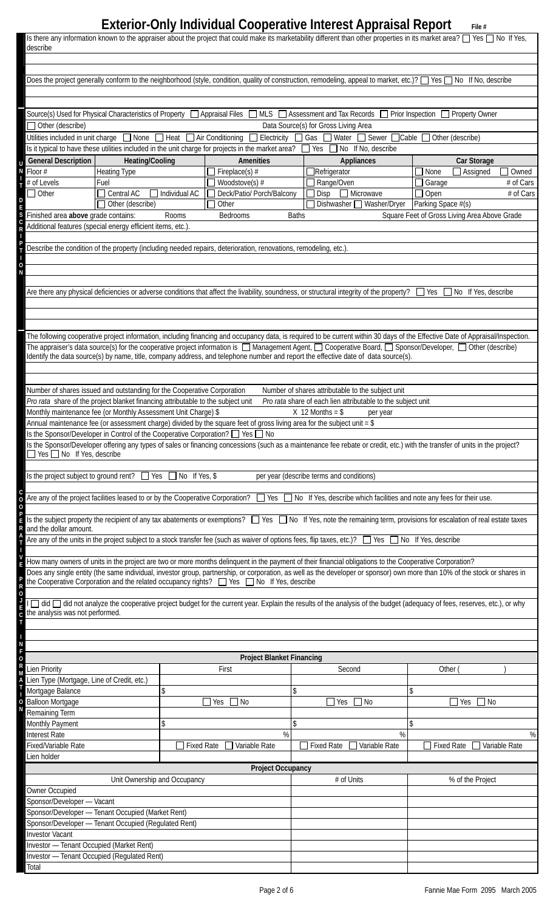# Exterior-Only Individual Cooperative Interest Appraisal Report

File #

Is there any information known to the appraiser about the project that could make its marketability different than other properties in its market area? ☐ Yes ☐ No If Yes, describe

Does the project generally conform to the neighborhood (style, condition, quality of construction, remodeling, appeal to market, etc.)? ☐ Yes ☐ No If No, describe

## UNIT DESCRIPTION

Source(s) Used for Physical Characteristics of Property ☐ Appraisal Files ☐ MLS ☐ Assessment and Tax Records ☐ Prior Inspection ☐ Property Owner

☐ Other (describe)

Data Source(s) for Gross Living Area

Utilities included in unit charge ☐ None ☐ Heat ☐ Air Conditioning ☐ Electricity ☐ Gas ☐ Water ☐ Sewer ☐ Cable ☐ Other (describe)

Is it typical to have these utilities included in the unit charge for projects in the market area? ☐ Yes ☐ No If No, describe

| General Description | Heating/Cooling | | Amenities | Appliances | Car Storage |
|---|---|---|---|---|---|
| Floor # | Heating Type | | ☐ Fireplace(s) # | ☐ Refrigerator | ☐ None ☐ Assigned ☐ Owned |
| # of Levels | Fuel | | ☐ Woodstove(s) # | ☐ Range/Oven | ☐ Garage # of Cars |
| ☐ Other | ☐ Central AC | ☐ Individual AC | ☐ Deck/Patio/ Porch/Balcony | ☐ Disp ☐ Microwave | ☐ Open # of Cars |
| | ☐ Other (describe) | | ☐ Other | ☐ Dishwasher ☐ Washer/Dryer | Parking Space #(s) |

Finished area **above** grade contains: Rooms Bedrooms Baths Square Feet of Gross Living Area Above Grade

Additional features (special energy efficient items, etc.).

Describe the condition of the property (including needed repairs, deterioration, renovations, remodeling, etc.).

Are there any physical deficiencies or adverse conditions that affect the livability, soundness, or structural integrity of the property? ☐ Yes ☐ No If Yes, describe

## COOPERATIVE PROJECT INFORMATION

The following cooperative project information, including financing and occupancy data, is required to be current within 30 days of the Effective Date of Appraisal/Inspection.

The appraiser's data source(s) for the cooperative project information is ☐ Management Agent, ☐ Cooperative Board, ☐ Sponsor/Developer, ☐ Other (describe)

Identify the data source(s) by name, title, company address, and telephone number and report the effective date of data source(s).

Number of shares issued and outstanding for the Cooperative Corporation    Number of shares attributable to the subject unit

*Pro rata* share of the project blanket financing attributable to the subject unit    *Pro rata* share of each lien attributable to the subject unit

Monthly maintenance fee (or Monthly Assessment Unit Charge) $    X 12 Months = $    per year

Annual maintenance fee (or assessment charge) divided by the square feet of gross living area for the subject unit = $

Is the Sponsor/Developer in Control of the Cooperative Corporation? ☐ Yes ☐ No

Is the Sponsor/Developer offering any types of sales or financing concessions (such as a maintenance fee rebate or credit, etc.) with the transfer of units in the project? ☐ Yes ☐ No If Yes, describe

Is the project subject to ground rent? ☐ Yes ☐ No If Yes, $    per year (describe terms and conditions)

Are any of the project facilities leased to or by the Cooperative Corporation? ☐ Yes ☐ No If Yes, describe which facilities and note any fees for their use.

Is the subject property the recipient of any tax abatements or exemptions? ☐ Yes ☐ No If Yes, note the remaining term, provisions for escalation of real estate taxes and the dollar amount.

Are any of the units in the project subject to a stock transfer fee (such as waiver of options fees, flip taxes, etc.)? ☐ Yes ☐ No If Yes, describe

How many owners of units in the project are two or more months delinquent in the payment of their financial obligations to the Cooperative Corporation?

Does any single entity (the same individual, investor group, partnership, or corporation, as well as the developer or sponsor) own more than 10% of the stock or shares in the Cooperative Corporation and the related occupancy rights? ☐ Yes ☐ No If Yes, describe

I ☐ did ☐ did not analyze the cooperative project budget for the current year. Explain the results of the analysis of the budget (adequacy of fees, reserves, etc.), or why the analysis was not performed.

| Project Blanket Financing | | | |
|---|---|---|---|
| Lien Priority | First | Second | Other ( ) |
| Lien Type (Mortgage, Line of Credit, etc.) | | | |
| Mortgage Balance | $ | $ | $ |
| Balloon Mortgage | ☐ Yes ☐ No | ☐ Yes ☐ No | ☐ Yes ☐ No |
| Remaining Term | | | |
| Monthly Payment | $ | $ | $ |
| Interest Rate | % | % | % |
| Fixed/Variable Rate | ☐ Fixed Rate ☐ Variable Rate | ☐ Fixed Rate ☐ Variable Rate | ☐ Fixed Rate ☐ Variable Rate |
| Lien holder | | | |

| Project Occupancy | | |
|---|---|---|
| Unit Ownership and Occupancy | # of Units | % of the Project |
| Owner Occupied | | |
| Sponsor/Developer — Vacant | | |
| Sponsor/Developer — Tenant Occupied (Market Rent) | | |
| Sponsor/Developer — Tenant Occupied (Regulated Rent) | | |
| Investor Vacant | | |
| Investor — Tenant Occupied (Market Rent) | | |
| Investor — Tenant Occupied (Regulated Rent) | | |
| Total | | |

Fannie Mae Form 2095 March 2005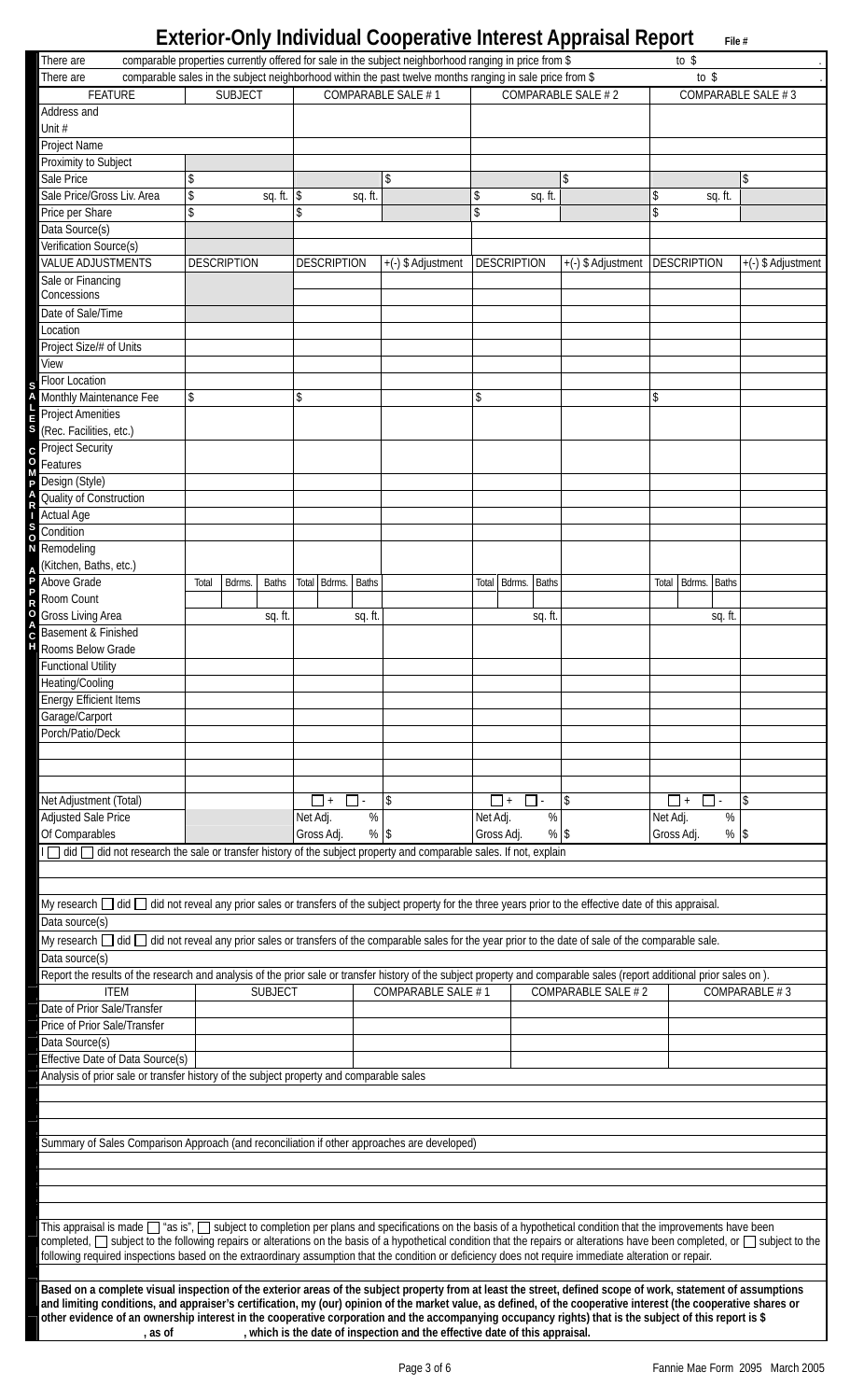# Exterior-Only Individual Cooperative Interest Appraisal Report

File #

There are ______ comparable properties currently offered for sale in the subject neighborhood ranging in price from $ ______ to $ ______ .

There are ______ comparable sales in the subject neighborhood within the past twelve months ranging in sale price from $ ______ to $ ______ .

**SALES COMPARISON APPROACH**

| FEATURE | SUBJECT | | | COMPARABLE SALE # 1 | | | | COMPARABLE SALE # 2 | | | | COMPARABLE SALE # 3 | | | |
|---|---|---|---|---|---|---|---|---|---|---|---|---|---|---|---|
| Address and | | | | | | | | | | | | | | | |
| Unit # | | | | | | | | | | | | | | | |
| Project Name | | | | | | | | | | | | | | | |
| Proximity to Subject | | | | | | | | | | | | | | | |
| Sale Price | $ | | | | | | $ | | | | $ | | | | $ |
| Sale Price/Gross Liv. Area | $ | | sq. ft. | $ | | sq. ft. | | $ | | sq. ft. | | $ | | sq. ft. | |
| Price per Share | $ | | | $ | | | | $ | | | | $ | | | |
| Data Source(s) | | | | | | | | | | | | | | | |
| Verification Source(s) | | | | | | | | | | | | | | | |
| VALUE ADJUSTMENTS | DESCRIPTION | | | DESCRIPTION | | | +(-) $ Adjustment | DESCRIPTION | | | +(-) $ Adjustment | DESCRIPTION | | | +(-) $ Adjustment |
| Sale or Financing Concessions | | | | | | | | | | | | | | | |
| Date of Sale/Time | | | | | | | | | | | | | | | |
| Location | | | | | | | | | | | | | | | |
| Project Size/# of Units | | | | | | | | | | | | | | | |
| View | | | | | | | | | | | | | | | |
| Floor Location | | | | | | | | | | | | | | | |
| Monthly Maintenance Fee | $ | | | $ | | | | $ | | | | $ | | | |
| Project Amenities (Rec. Facilities, etc.) | | | | | | | | | | | | | | | |
| Project Security Features | | | | | | | | | | | | | | | |
| Design (Style) | | | | | | | | | | | | | | | |
| Quality of Construction | | | | | | | | | | | | | | | |
| Actual Age | | | | | | | | | | | | | | | |
| Condition | | | | | | | | | | | | | | | |
| Remodeling (Kitchen, Baths, etc.) | | | | | | | | | | | | | | | |
| Above Grade | Total | Bdrms. | Baths | Total | Bdrms. | Baths | | Total | Bdrms. | Baths | | Total | Bdrms. | Baths | |
| Room Count | | | | | | | | | | | | | | | |
| Gross Living Area | | | sq. ft. | | | sq. ft. | | | | sq. ft. | | | | sq. ft. | |
| Basement & Finished Rooms Below Grade | | | | | | | | | | | | | | | |
| Functional Utility | | | | | | | | | | | | | | | |
| Heating/Cooling | | | | | | | | | | | | | | | |
| Energy Efficient Items | | | | | | | | | | | | | | | |
| Garage/Carport | | | | | | | | | | | | | | | |
| Porch/Patio/Deck | | | | | | | | | | | | | | | |
| | | | | | | | | | | | | | | | |
| | | | | | | | | | | | | | | | |
| | | | | | | | | | | | | | | | |
| Net Adjustment (Total) | | | | ☐ + | ☐ - | | $ | ☐ + | ☐ - | | $ | ☐ + | ☐ - | | $ |
| Adjusted Sale Price | | | | Net Adj. | | % | | Net Adj. | | % | | Net Adj. | | % | |
| Of Comparables | | | | Gross Adj. | | % | $ | Gross Adj. | | % | $ | Gross Adj. | | % | $ |

I ☐ did ☐ did not research the sale or transfer history of the subject property and comparable sales. If not, explain

My research ☐ did ☐ did not reveal any prior sales or transfers of the subject property for the three years prior to the effective date of this appraisal.

Data source(s)

My research ☐ did ☐ did not reveal any prior sales or transfers of the comparable sales for the year prior to the date of sale of the comparable sale.

Data source(s)

Report the results of the research and analysis of the prior sale or transfer history of the subject property and comparable sales (report additional prior sales on ).

| ITEM | SUBJECT | COMPARABLE SALE # 1 | COMPARABLE SALE # 2 | COMPARABLE # 3 |
|---|---|---|---|---|
| Date of Prior Sale/Transfer | | | | |
| Price of Prior Sale/Transfer | | | | |
| Data Source(s) | | | | |
| Effective Date of Data Source(s) | | | | |

Analysis of prior sale or transfer history of the subject property and comparable sales

Summary of Sales Comparison Approach (and reconciliation if other approaches are developed)

This appraisal is made ☐ "as is", ☐ subject to completion per plans and specifications on the basis of a hypothetical condition that the improvements have been completed, ☐ subject to the following repairs or alterations on the basis of a hypothetical condition that the repairs or alterations have been completed, or ☐ subject to the following required inspections based on the extraordinary assumption that the condition or deficiency does not require immediate alteration or repair.

**Based on a complete visual inspection of the exterior areas of the subject property from at least the street, defined scope of work, statement of assumptions and limiting conditions, and appraiser's certification, my (our) opinion of the market value, as defined, of the cooperative interest (the cooperative shares or other evidence of an ownership interest in the cooperative corporation and the accompanying occupancy rights) that is the subject of this report is $ ______ , as of ______ , which is the date of inspection and the effective date of this appraisal.**

Fannie Mae Form 2095 March 2005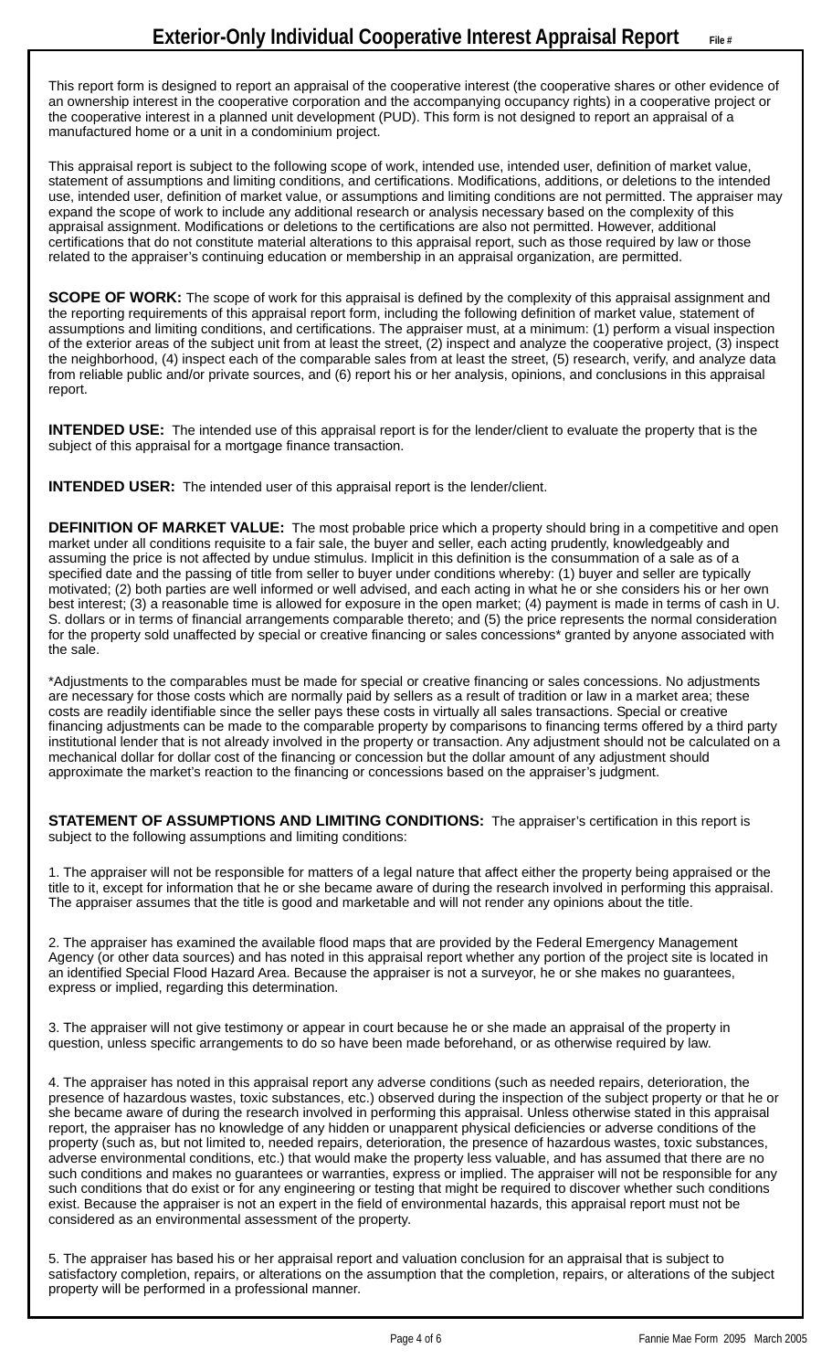# Exterior-Only Individual Cooperative Interest Appraisal Report

File #

This report form is designed to report an appraisal of the cooperative interest (the cooperative shares or other evidence of an ownership interest in the cooperative corporation and the accompanying occupancy rights) in a cooperative project or the cooperative interest in a planned unit development (PUD). This form is not designed to report an appraisal of a manufactured home or a unit in a condominium project.

This appraisal report is subject to the following scope of work, intended use, intended user, definition of market value, statement of assumptions and limiting conditions, and certifications. Modifications, additions, or deletions to the intended use, intended user, definition of market value, or assumptions and limiting conditions are not permitted. The appraiser may expand the scope of work to include any additional research or analysis necessary based on the complexity of this appraisal assignment. Modifications or deletions to the certifications are also not permitted. However, additional certifications that do not constitute material alterations to this appraisal report, such as those required by law or those related to the appraiser's continuing education or membership in an appraisal organization, are permitted.

**SCOPE OF WORK:** The scope of work for this appraisal is defined by the complexity of this appraisal assignment and the reporting requirements of this appraisal report form, including the following definition of market value, statement of assumptions and limiting conditions, and certifications. The appraiser must, at a minimum: (1) perform a visual inspection of the exterior areas of the subject unit from at least the street, (2) inspect and analyze the cooperative project, (3) inspect the neighborhood, (4) inspect each of the comparable sales from at least the street, (5) research, verify, and analyze data from reliable public and/or private sources, and (6) report his or her analysis, opinions, and conclusions in this appraisal report.

**INTENDED USE:** The intended use of this appraisal report is for the lender/client to evaluate the property that is the subject of this appraisal for a mortgage finance transaction.

**INTENDED USER:** The intended user of this appraisal report is the lender/client.

**DEFINITION OF MARKET VALUE:** The most probable price which a property should bring in a competitive and open market under all conditions requisite to a fair sale, the buyer and seller, each acting prudently, knowledgeably and assuming the price is not affected by undue stimulus. Implicit in this definition is the consummation of a sale as of a specified date and the passing of title from seller to buyer under conditions whereby: (1) buyer and seller are typically motivated; (2) both parties are well informed or well advised, and each acting in what he or she considers his or her own best interest; (3) a reasonable time is allowed for exposure in the open market; (4) payment is made in terms of cash in U. S. dollars or in terms of financial arrangements comparable thereto; and (5) the price represents the normal consideration for the property sold unaffected by special or creative financing or sales concessions* granted by anyone associated with the sale.

*Adjustments to the comparables must be made for special or creative financing or sales concessions. No adjustments are necessary for those costs which are normally paid by sellers as a result of tradition or law in a market area; these costs are readily identifiable since the seller pays these costs in virtually all sales transactions. Special or creative financing adjustments can be made to the comparable property by comparisons to financing terms offered by a third party institutional lender that is not already involved in the property or transaction. Any adjustment should not be calculated on a mechanical dollar for dollar cost of the financing or concession but the dollar amount of any adjustment should approximate the market's reaction to the financing or concessions based on the appraiser's judgment.

**STATEMENT OF ASSUMPTIONS AND LIMITING CONDITIONS:** The appraiser's certification in this report is subject to the following assumptions and limiting conditions:

1. The appraiser will not be responsible for matters of a legal nature that affect either the property being appraised or the title to it, except for information that he or she became aware of during the research involved in performing this appraisal. The appraiser assumes that the title is good and marketable and will not render any opinions about the title.

2. The appraiser has examined the available flood maps that are provided by the Federal Emergency Management Agency (or other data sources) and has noted in this appraisal report whether any portion of the project site is located in an identified Special Flood Hazard Area. Because the appraiser is not a surveyor, he or she makes no guarantees, express or implied, regarding this determination.

3. The appraiser will not give testimony or appear in court because he or she made an appraisal of the property in question, unless specific arrangements to do so have been made beforehand, or as otherwise required by law.

4. The appraiser has noted in this appraisal report any adverse conditions (such as needed repairs, deterioration, the presence of hazardous wastes, toxic substances, etc.) observed during the inspection of the subject property or that he or she became aware of during the research involved in performing this appraisal. Unless otherwise stated in this appraisal report, the appraiser has no knowledge of any hidden or unapparent physical deficiencies or adverse conditions of the property (such as, but not limited to, needed repairs, deterioration, the presence of hazardous wastes, toxic substances, adverse environmental conditions, etc.) that would make the property less valuable, and has assumed that there are no such conditions and makes no guarantees or warranties, express or implied. The appraiser will not be responsible for any such conditions that do exist or for any engineering or testing that might be required to discover whether such conditions exist. Because the appraiser is not an expert in the field of environmental hazards, this appraisal report must not be considered as an environmental assessment of the property.

5. The appraiser has based his or her appraisal report and valuation conclusion for an appraisal that is subject to satisfactory completion, repairs, or alterations on the assumption that the completion, repairs, or alterations of the subject property will be performed in a professional manner.

Fannie Mae Form 2095 March 2005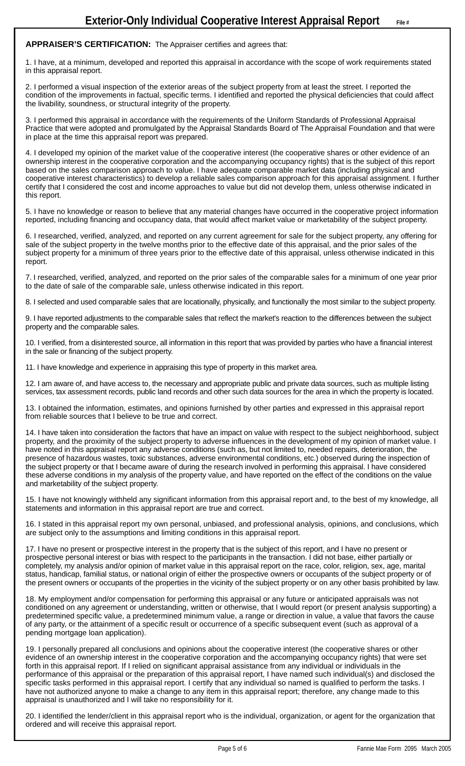# Exterior-Only Individual Cooperative Interest Appraisal Report

File #

**APPRAISER'S CERTIFICATION:** The Appraiser certifies and agrees that:

1. I have, at a minimum, developed and reported this appraisal in accordance with the scope of work requirements stated in this appraisal report.

2. I performed a visual inspection of the exterior areas of the subject property from at least the street. I reported the condition of the improvements in factual, specific terms. I identified and reported the physical deficiencies that could affect the livability, soundness, or structural integrity of the property.

3. I performed this appraisal in accordance with the requirements of the Uniform Standards of Professional Appraisal Practice that were adopted and promulgated by the Appraisal Standards Board of The Appraisal Foundation and that were in place at the time this appraisal report was prepared.

4. I developed my opinion of the market value of the cooperative interest (the cooperative shares or other evidence of an ownership interest in the cooperative corporation and the accompanying occupancy rights) that is the subject of this report based on the sales comparison approach to value. I have adequate comparable market data (including physical and cooperative interest characteristics) to develop a reliable sales comparison approach for this appraisal assignment. I further certify that I considered the cost and income approaches to value but did not develop them, unless otherwise indicated in this report.

5. I have no knowledge or reason to believe that any material changes have occurred in the cooperative project information reported, including financing and occupancy data, that would affect market value or marketability of the subject property.

6. I researched, verified, analyzed, and reported on any current agreement for sale for the subject property, any offering for sale of the subject property in the twelve months prior to the effective date of this appraisal, and the prior sales of the subject property for a minimum of three years prior to the effective date of this appraisal, unless otherwise indicated in this report.

7. I researched, verified, analyzed, and reported on the prior sales of the comparable sales for a minimum of one year prior to the date of sale of the comparable sale, unless otherwise indicated in this report.

8. I selected and used comparable sales that are locationally, physically, and functionally the most similar to the subject property.

9. I have reported adjustments to the comparable sales that reflect the market's reaction to the differences between the subject property and the comparable sales.

10. I verified, from a disinterested source, all information in this report that was provided by parties who have a financial interest in the sale or financing of the subject property.

11. I have knowledge and experience in appraising this type of property in this market area.

12. I am aware of, and have access to, the necessary and appropriate public and private data sources, such as multiple listing services, tax assessment records, public land records and other such data sources for the area in which the property is located.

13. I obtained the information, estimates, and opinions furnished by other parties and expressed in this appraisal report from reliable sources that I believe to be true and correct.

14. I have taken into consideration the factors that have an impact on value with respect to the subject neighborhood, subject property, and the proximity of the subject property to adverse influences in the development of my opinion of market value. I have noted in this appraisal report any adverse conditions (such as, but not limited to, needed repairs, deterioration, the presence of hazardous wastes, toxic substances, adverse environmental conditions, etc.) observed during the inspection of the subject property or that I became aware of during the research involved in performing this appraisal. I have considered these adverse conditions in my analysis of the property value, and have reported on the effect of the conditions on the value and marketability of the subject property.

15. I have not knowingly withheld any significant information from this appraisal report and, to the best of my knowledge, all statements and information in this appraisal report are true and correct.

16. I stated in this appraisal report my own personal, unbiased, and professional analysis, opinions, and conclusions, which are subject only to the assumptions and limiting conditions in this appraisal report.

17. I have no present or prospective interest in the property that is the subject of this report, and I have no present or prospective personal interest or bias with respect to the participants in the transaction. I did not base, either partially or completely, my analysis and/or opinion of market value in this appraisal report on the race, color, religion, sex, age, marital status, handicap, familial status, or national origin of either the prospective owners or occupants of the subject property or of the present owners or occupants of the properties in the vicinity of the subject property or on any other basis prohibited by law.

18. My employment and/or compensation for performing this appraisal or any future or anticipated appraisals was not conditioned on any agreement or understanding, written or otherwise, that I would report (or present analysis supporting) a predetermined specific value, a predetermined minimum value, a range or direction in value, a value that favors the cause of any party, or the attainment of a specific result or occurrence of a specific subsequent event (such as approval of a pending mortgage loan application).

19. I personally prepared all conclusions and opinions about the cooperative interest (the cooperative shares or other evidence of an ownership interest in the cooperative corporation and the accompanying occupancy rights) that were set forth in this appraisal report. If I relied on significant appraisal assistance from any individual or individuals in the performance of this appraisal or the preparation of this appraisal report, I have named such individual(s) and disclosed the specific tasks performed in this appraisal report. I certify that any individual so named is qualified to perform the tasks. I have not authorized anyone to make a change to any item in this appraisal report; therefore, any change made to this appraisal is unauthorized and I will take no responsibility for it.

20. I identified the lender/client in this appraisal report who is the individual, organization, or agent for the organization that ordered and will receive this appraisal report.

Fannie Mae Form 2095 March 2005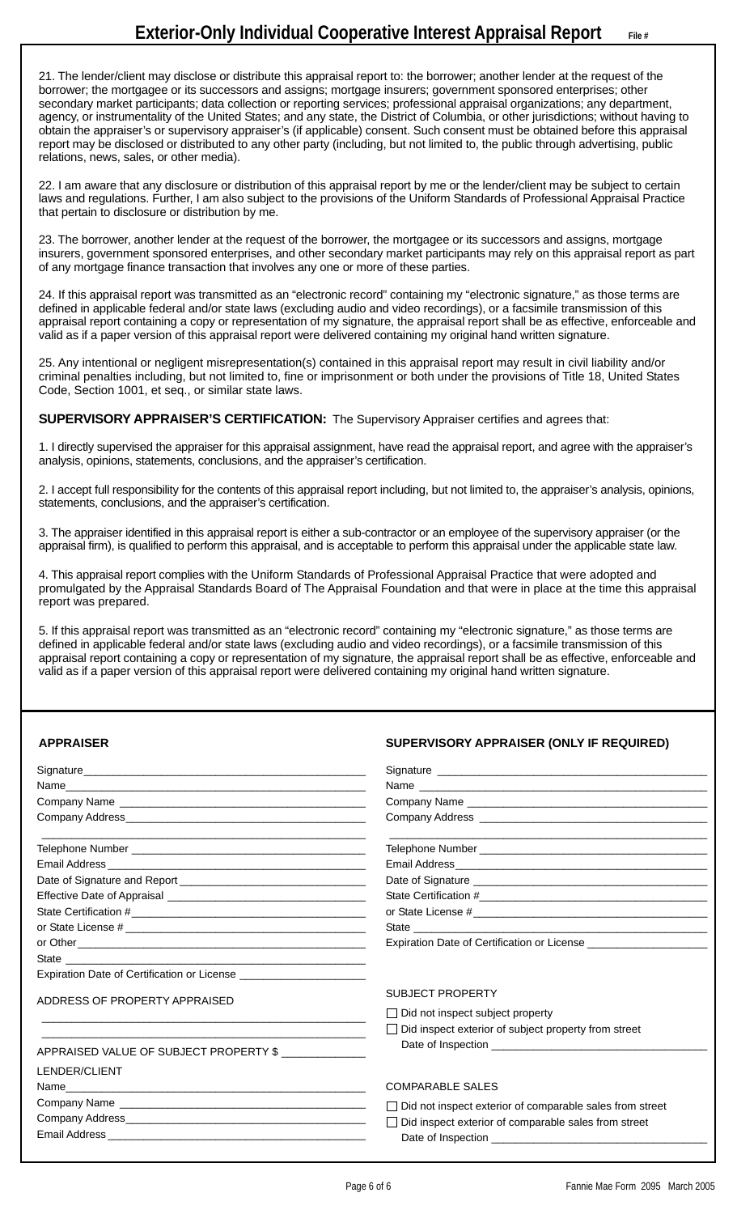# Exterior-Only Individual Cooperative Interest Appraisal Report

File #

21. The lender/client may disclose or distribute this appraisal report to: the borrower; another lender at the request of the borrower; the mortgagee or its successors and assigns; mortgage insurers; government sponsored enterprises; other secondary market participants; data collection or reporting services; professional appraisal organizations; any department, agency, or instrumentality of the United States; and any state, the District of Columbia, or other jurisdictions; without having to obtain the appraiser's or supervisory appraiser's (if applicable) consent. Such consent must be obtained before this appraisal report may be disclosed or distributed to any other party (including, but not limited to, the public through advertising, public relations, news, sales, or other media).

22. I am aware that any disclosure or distribution of this appraisal report by me or the lender/client may be subject to certain laws and regulations. Further, I am also subject to the provisions of the Uniform Standards of Professional Appraisal Practice that pertain to disclosure or distribution by me.

23. The borrower, another lender at the request of the borrower, the mortgagee or its successors and assigns, mortgage insurers, government sponsored enterprises, and other secondary market participants may rely on this appraisal report as part of any mortgage finance transaction that involves any one or more of these parties.

24. If this appraisal report was transmitted as an "electronic record" containing my "electronic signature," as those terms are defined in applicable federal and/or state laws (excluding audio and video recordings), or a facsimile transmission of this appraisal report containing a copy or representation of my signature, the appraisal report shall be as effective, enforceable and valid as if a paper version of this appraisal report were delivered containing my original hand written signature.

25. Any intentional or negligent misrepresentation(s) contained in this appraisal report may result in civil liability and/or criminal penalties including, but not limited to, fine or imprisonment or both under the provisions of Title 18, United States Code, Section 1001, et seq., or similar state laws.

**SUPERVISORY APPRAISER'S CERTIFICATION:** The Supervisory Appraiser certifies and agrees that:

1. I directly supervised the appraiser for this appraisal assignment, have read the appraisal report, and agree with the appraiser's analysis, opinions, statements, conclusions, and the appraiser's certification.

2. I accept full responsibility for the contents of this appraisal report including, but not limited to, the appraiser's analysis, opinions, statements, conclusions, and the appraiser's certification.

3. The appraiser identified in this appraisal report is either a sub-contractor or an employee of the supervisory appraiser (or the appraisal firm), is qualified to perform this appraisal, and is acceptable to perform this appraisal under the applicable state law.

4. This appraisal report complies with the Uniform Standards of Professional Appraisal Practice that were adopted and promulgated by the Appraisal Standards Board of The Appraisal Foundation and that were in place at the time this appraisal report was prepared.

5. If this appraisal report was transmitted as an "electronic record" containing my "electronic signature," as those terms are defined in applicable federal and/or state laws (excluding audio and video recordings), or a facsimile transmission of this appraisal report containing a copy or representation of my signature, the appraisal report shall be as effective, enforceable and valid as if a paper version of this appraisal report were delivered containing my original hand written signature.

**APPRAISER**

Signature_______________________________________________
Name__________________________________________________
Company Name __________________________________________
Company Address________________________________________
_______________________________________________________
Telephone Number _______________________________________
Email Address ___________________________________________
Date of Signature and Report _______________________________
Effective Date of Appraisal _________________________________
State Certification # ______________________________________
or State License # _________________________________________
or Other ________________________________________________
State __________________________________________________
Expiration Date of Certification or License ____________________

ADDRESS OF PROPERTY APPRAISED
_______________________________________________________
_______________________________________________________

APPRAISED VALUE OF SUBJECT PROPERTY $ _____________

LENDER/CLIENT
Name__________________________________________________
Company Name __________________________________________
Company Address________________________________________
Email Address ___________________________________________

**SUPERVISORY APPRAISER (ONLY IF REQUIRED)**

Signature _______________________________________________
Name __________________________________________________
Company Name __________________________________________
Company Address ________________________________________
_______________________________________________________
Telephone Number _______________________________________
Email Address___________________________________________
Date of Signature ________________________________________
State Certification #_______________________________________
or State License #_________________________________________
State __________________________________________________
Expiration Date of Certification or License ____________________

SUBJECT PROPERTY

☐ Did not inspect subject property
☐ Did inspect exterior of subject property from street
Date of Inspection ___________________________________

COMPARABLE SALES

☐ Did not inspect exterior of comparable sales from street
☐ Did inspect exterior of comparable sales from street
Date of Inspection ___________________________________

Fannie Mae Form 2095 March 2005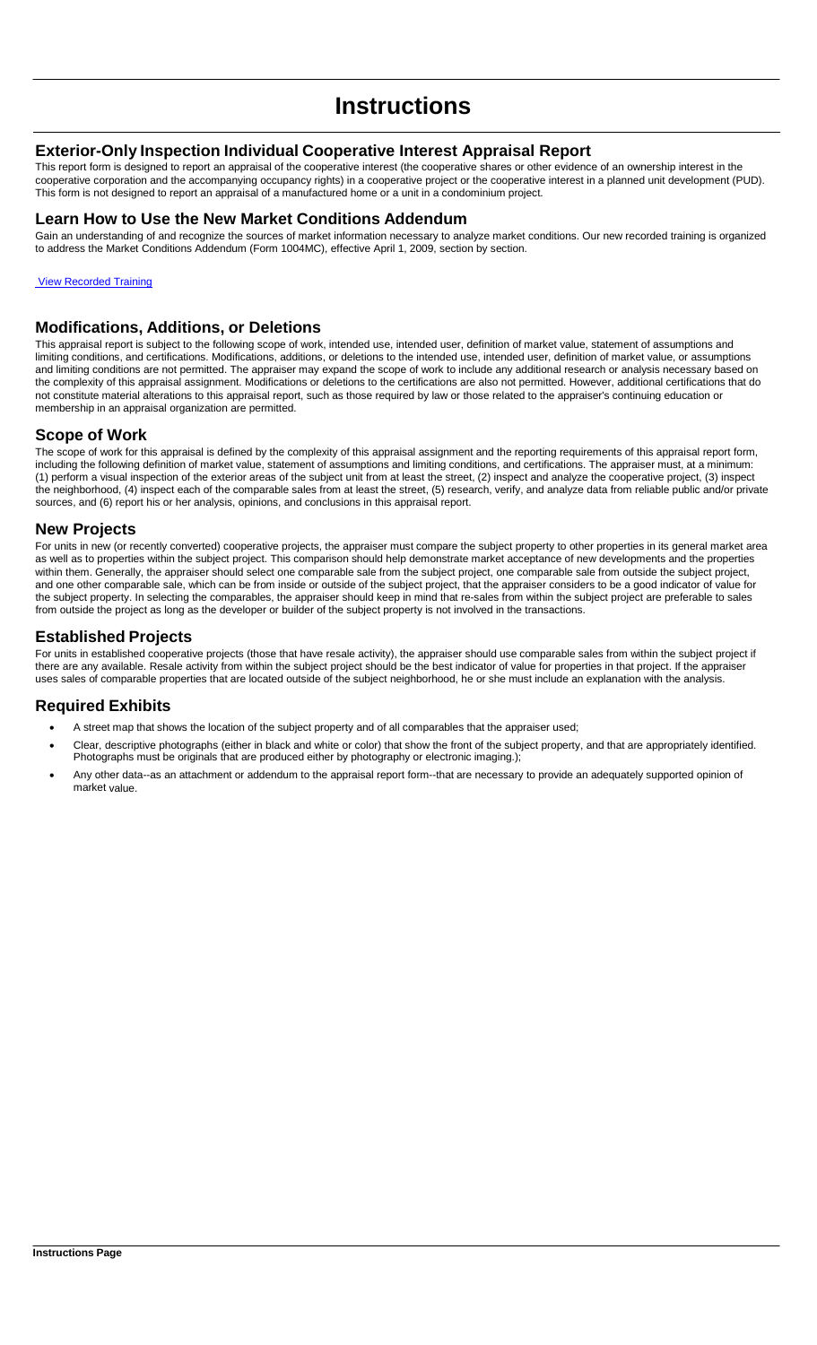# Instructions

## Exterior-Only Inspection Individual Cooperative Interest Appraisal Report

This report form is designed to report an appraisal of the cooperative interest (the cooperative shares or other evidence of an ownership interest in the cooperative corporation and the accompanying occupancy rights) in a cooperative project or the cooperative interest in a planned unit development (PUD). This form is not designed to report an appraisal of a manufactured home or a unit in a condominium project.

## Learn How to Use the New Market Conditions Addendum

Gain an understanding of and recognize the sources of market information necessary to analyze market conditions. Our new recorded training is organized to address the Market Conditions Addendum (Form 1004MC), effective April 1, 2009, section by section.

View Recorded Training

## Modifications, Additions, or Deletions

This appraisal report is subject to the following scope of work, intended use, intended user, definition of market value, statement of assumptions and limiting conditions, and certifications. Modifications, additions, or deletions to the intended use, intended user, definition of market value, or assumptions and limiting conditions are not permitted. The appraiser may expand the scope of work to include any additional research or analysis necessary based on the complexity of this appraisal assignment. Modifications or deletions to the certifications are also not permitted. However, additional certifications that do not constitute material alterations to this appraisal report, such as those required by law or those related to the appraiser's continuing education or membership in an appraisal organization are permitted.

## Scope of Work

The scope of work for this appraisal is defined by the complexity of this appraisal assignment and the reporting requirements of this appraisal report form, including the following definition of market value, statement of assumptions and limiting conditions, and certifications. The appraiser must, at a minimum: (1) perform a visual inspection of the exterior areas of the subject unit from at least the street, (2) inspect and analyze the cooperative project, (3) inspect the neighborhood, (4) inspect each of the comparable sales from at least the street, (5) research, verify, and analyze data from reliable public and/or private sources, and (6) report his or her analysis, opinions, and conclusions in this appraisal report.

## New Projects

For units in new (or recently converted) cooperative projects, the appraiser must compare the subject property to other properties in its general market area as well as to properties within the subject project. This comparison should help demonstrate market acceptance of new developments and the properties within them. Generally, the appraiser should select one comparable sale from the subject project, one comparable sale from outside the subject project, and one other comparable sale, which can be from inside or outside of the subject project, that the appraiser considers to be a good indicator of value for the subject property. In selecting the comparables, the appraiser should keep in mind that re-sales from within the subject project are preferable to sales from outside the project as long as the developer or builder of the subject property is not involved in the transactions.

## Established Projects

For units in established cooperative projects (those that have resale activity), the appraiser should use comparable sales from within the subject project if there are any available. Resale activity from within the subject project should be the best indicator of value for properties in that project. If the appraiser uses sales of comparable properties that are located outside of the subject neighborhood, he or she must include an explanation with the analysis.

## Required Exhibits

- A street map that shows the location of the subject property and of all comparables that the appraiser used;
- Clear, descriptive photographs (either in black and white or color) that show the front of the subject property, and that are appropriately identified. Photographs must be originals that are produced either by photography or electronic imaging.);
- Any other data--as an attachment or addendum to the appraisal report form--that are necessary to provide an adequately supported opinion of market value.

**Instructions Page**